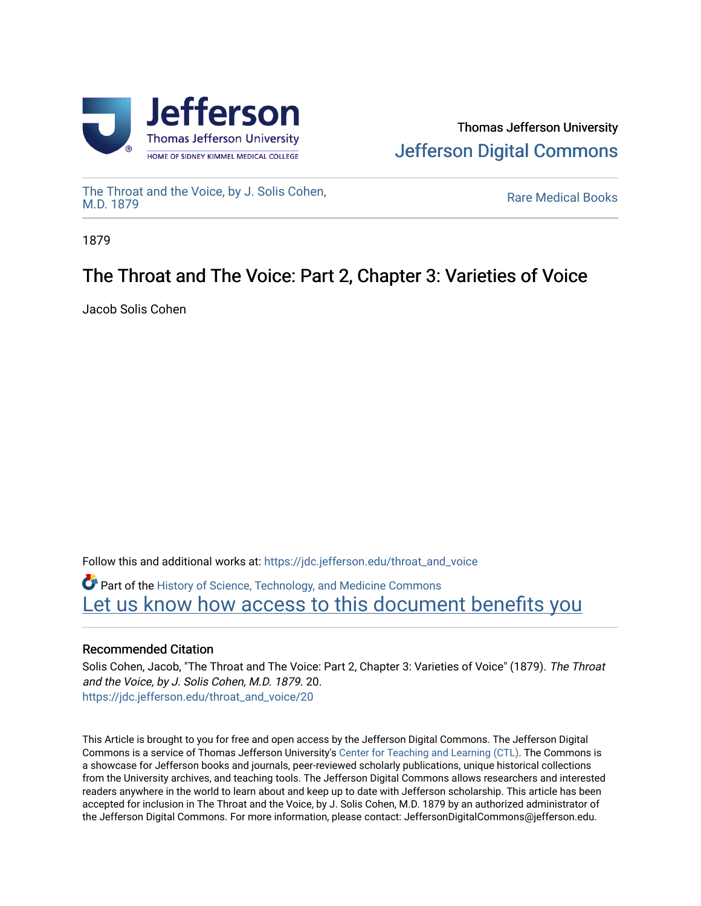Thomas Jefferson University

Jefferson Digital Commons

The Throat and the Voice, by J. Solis Cohen, M.D. 1879

Rare Medical Books

1879

# The Throat and The Voice: Part 2, Chapter 3: Varieties of Voice

Jacob Solis Cohen

Follow this and additional works at: https://jdc.jefferson.edu/throat_and_voice

Part of the History of Science, Technology, and Medicine Commons

Let us know how access to this document benefits you

## Recommended Citation

Solis Cohen, Jacob, "The Throat and The Voice: Part 2, Chapter 3: Varieties of Voice" (1879). *The Throat and the Voice, by J. Solis Cohen, M.D. 1879*. 20.
https://jdc.jefferson.edu/throat_and_voice/20

This Article is brought to you for free and open access by the Jefferson Digital Commons. The Jefferson Digital Commons is a service of Thomas Jefferson University's Center for Teaching and Learning (CTL). The Commons is a showcase for Jefferson books and journals, peer-reviewed scholarly publications, unique historical collections from the University archives, and teaching tools. The Jefferson Digital Commons allows researchers and interested readers anywhere in the world to learn about and keep up to date with Jefferson scholarship. This article has been accepted for inclusion in The Throat and the Voice, by J. Solis Cohen, M.D. 1879 by an authorized administrator of the Jefferson Digital Commons. For more information, please contact: JeffersonDigitalCommons@jefferson.edu.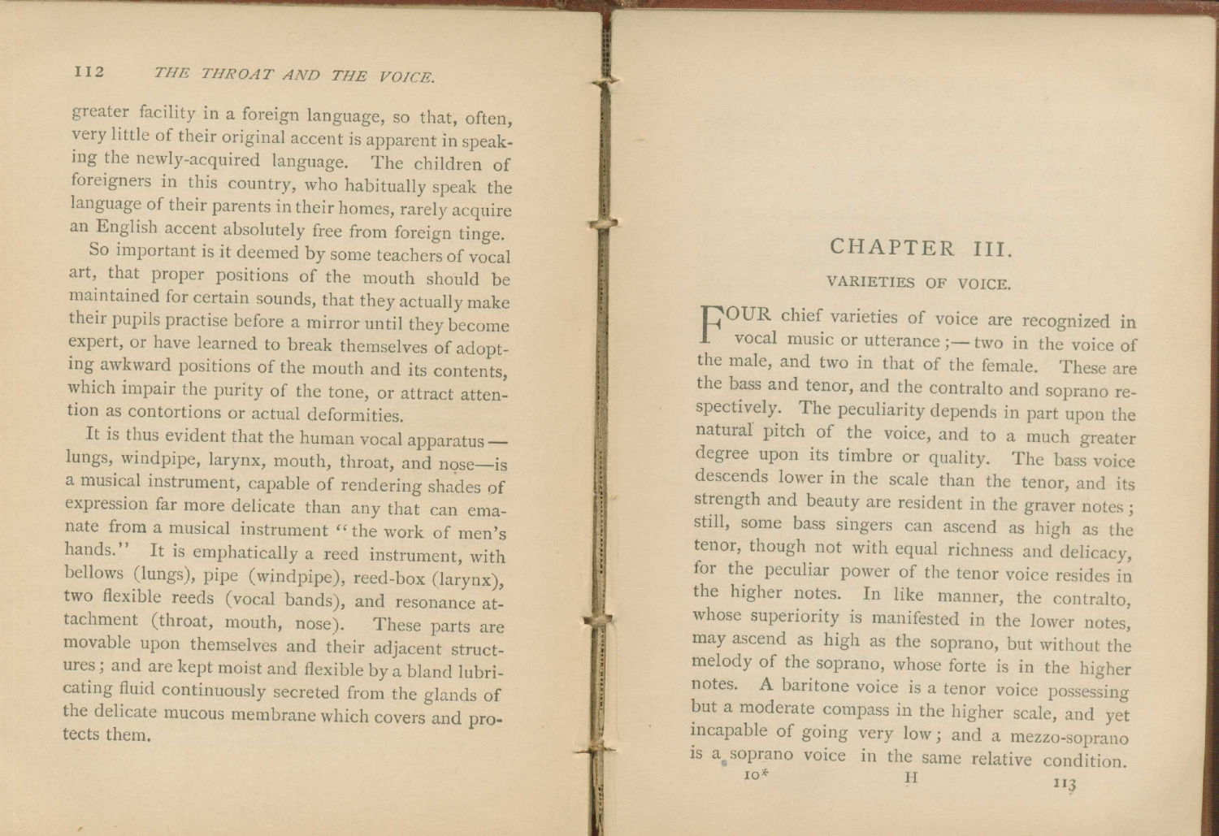greater facility in a foreign language, so that, often, very little of their original accent is apparent in speaking the newly-acquired language. The children of foreigners in this country, who habitually speak the language of their parents in their homes, rarely acquire an English accent absolutely free from foreign tinge.

So important is it deemed by some teachers of vocal art, that proper positions of the mouth should be maintained for certain sounds, that they actually make their pupils practise before a mirror until they become expert, or have learned to break themselves of adopting awkward positions of the mouth and its contents, which impair the purity of the tone, or attract attention as contortions or actual deformities.

It is thus evident that the human vocal apparatus — lungs, windpipe, larynx, mouth, throat, and nose—is a musical instrument, capable of rendering shades of expression far more delicate than any that can emanate from a musical instrument "the work of men's hands." It is emphatically a reed instrument, with bellows (lungs), pipe (windpipe), reed-box (larynx), two flexible reeds (vocal bands), and resonance attachment (throat, mouth, nose). These parts are movable upon themselves and their adjacent structures; and are kept moist and flexible by a bland lubricating fluid continuously secreted from the glands of the delicate mucous membrane which covers and protects them.

## CHAPTER III.

### VARIETIES OF VOICE.

FOUR chief varieties of voice are recognized in vocal music or utterance;— two in the voice of the male, and two in that of the female. These are the bass and tenor, and the contralto and soprano respectively. The peculiarity depends in part upon the natural pitch of the voice, and to a much greater degree upon its timbre or quality. The bass voice descends lower in the scale than the tenor, and its strength and beauty are resident in the graver notes; still, some bass singers can ascend as high as the tenor, though not with equal richness and delicacy, for the peculiar power of the tenor voice resides in the higher notes. In like manner, the contralto, whose superiority is manifested in the lower notes, may ascend as high as the soprano, but without the melody of the soprano, whose forte is in the higher notes. A baritone voice is a tenor voice possessing but a moderate compass in the higher scale, and yet incapable of going very low; and a mezzo-soprano is a soprano voice in the same relative condition.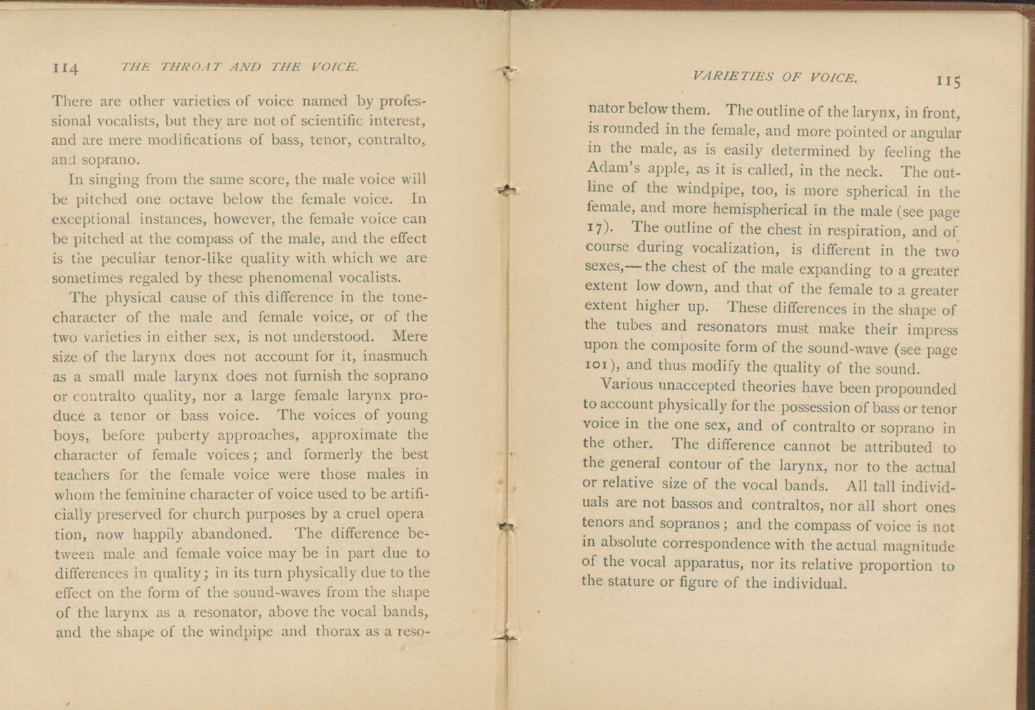There are other varieties of voice named by professional vocalists, but they are not of scientific interest, and are mere modifications of bass, tenor, contralto, and soprano.

In singing from the same score, the male voice will be pitched one octave below the female voice. In exceptional instances, however, the female voice can be pitched at the compass of the male, and the effect is the peculiar tenor-like quality with which we are sometimes regaled by these phenomenal vocalists.

The physical cause of this difference in the tone-character of the male and female voice, or of the two varieties in either sex, is not understood. Mere size of the larynx does not account for it, inasmuch as a small male larynx does not furnish the soprano or contralto quality, nor a large female larynx produce a tenor or bass voice. The voices of young boys, before puberty approaches, approximate the character of female voices; and formerly the best teachers for the female voice were those males in whom the feminine character of voice used to be artificially preserved for church purposes by a cruel opera tion, now happily abandoned. The difference between male and female voice may be in part due to differences in quality; in its turn physically due to the effect on the form of the sound-waves from the shape of the larynx as a resonator, above the vocal bands, and the shape of the windpipe and thorax as a resonator below them. The outline of the larynx, in front, is rounded in the female, and more pointed or angular in the male, as is easily determined by feeling the Adam's apple, as it is called, in the neck. The outline of the windpipe, too, is more spherical in the female, and more hemispherical in the male (see page 17). The outline of the chest in respiration, and of course during vocalization, is different in the two sexes,—the chest of the male expanding to a greater extent low down, and that of the female to a greater extent higher up. These differences in the shape of the tubes and resonators must make their impress upon the composite form of the sound-wave (see page 101), and thus modify the quality of the sound.

Various unaccepted theories have been propounded to account physically for the possession of bass or tenor voice in the one sex, and of contralto or soprano in the other. The difference cannot be attributed to the general contour of the larynx, nor to the actual or relative size of the vocal bands. All tall individuals are not bassos and contraltos, nor all short ones tenors and sopranos; and the compass of voice is not in absolute correspondence with the actual magnitude of the vocal apparatus, nor its relative proportion to the stature or figure of the individual.